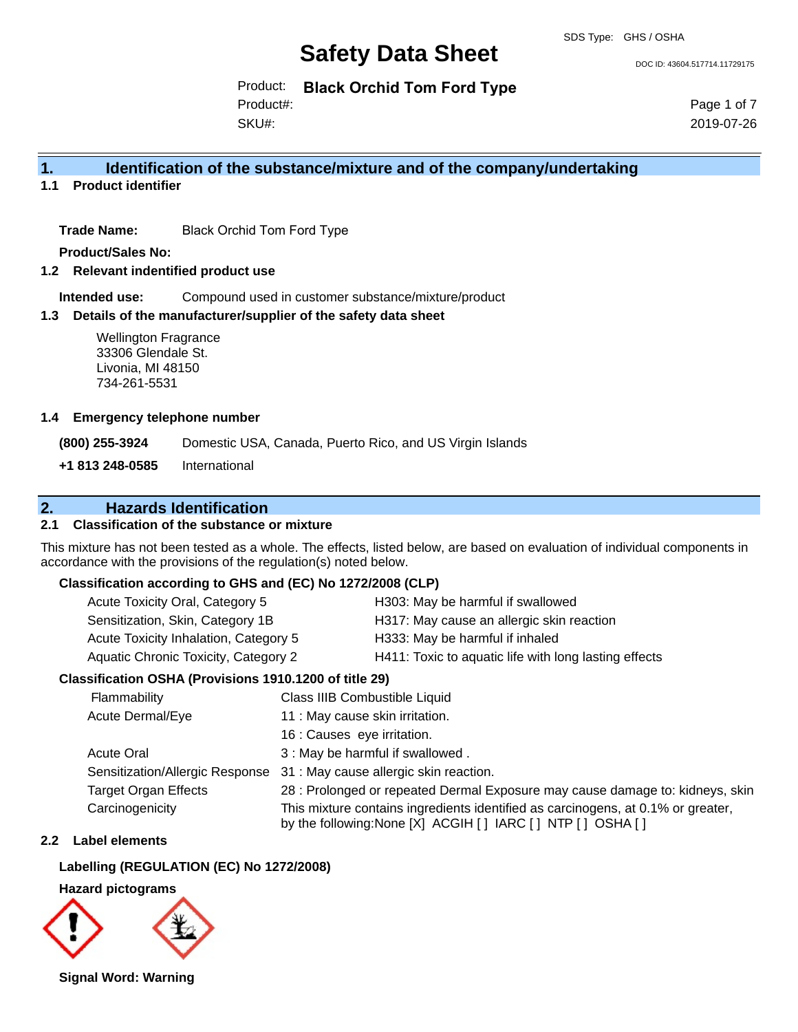SDS Type: GHS / OSHA

# Safety Data Sheet

DOC ID: 43604.517714.11729175

Product: **Black Orchid Tom Ford Type**
Product#:
SKU#:

2019-07-26

## 1. Identification of the substance/mixture and of the company/undertaking

### 1.1 Product identifier

**Trade Name:** Black Orchid Tom Ford Type

**Product/Sales No:**

### 1.2 Relevant indentified product use

**Intended use:** Compound used in customer substance/mixture/product

### 1.3 Details of the manufacturer/supplier of the safety data sheet

Wellington Fragrance
33306 Glendale St.
Livonia, MI 48150
734-261-5531

### 1.4 Emergency telephone number

**(800) 255-3924** Domestic USA, Canada, Puerto Rico, and US Virgin Islands

**+1 813 248-0585** International

## 2. Hazards Identification

### 2.1 Classification of the substance or mixture

This mixture has not been tested as a whole. The effects, listed below, are based on evaluation of individual components in accordance with the provisions of the regulation(s) noted below.

**Classification according to GHS and (EC) No 1272/2008 (CLP)**

| | |
|---|---|
| Acute Toxicity Oral, Category 5 | H303: May be harmful if swallowed |
| Sensitization, Skin, Category 1B | H317: May cause an allergic skin reaction |
| Acute Toxicity Inhalation, Category 5 | H333: May be harmful if inhaled |
| Aquatic Chronic Toxicity, Category 2 | H411: Toxic to aquatic life with long lasting effects |

**Classification OSHA (Provisions 1910.1200 of title 29)**

| | |
|---|---|
| Flammability | Class IIIB Combustible Liquid |
| Acute Dermal/Eye | 11 : May cause skin irritation. |
| | 16 : Causes eye irritation. |
| Acute Oral | 3 : May be harmful if swallowed . |
| Sensitization/Allergic Response | 31 : May cause allergic skin reaction. |
| Target Organ Effects | 28 : Prolonged or repeated Dermal Exposure may cause damage to: kidneys, skin |
| Carcinogenicity | This mixture contains ingredients identified as carcinogens, at 0.1% or greater, by the following:None [X] ACGIH [ ] IARC [ ] NTP [ ] OSHA [ ] |

### 2.2 Label elements

**Labelling (REGULATION (EC) No 1272/2008)**

**Hazard pictograms**

**Signal Word: Warning**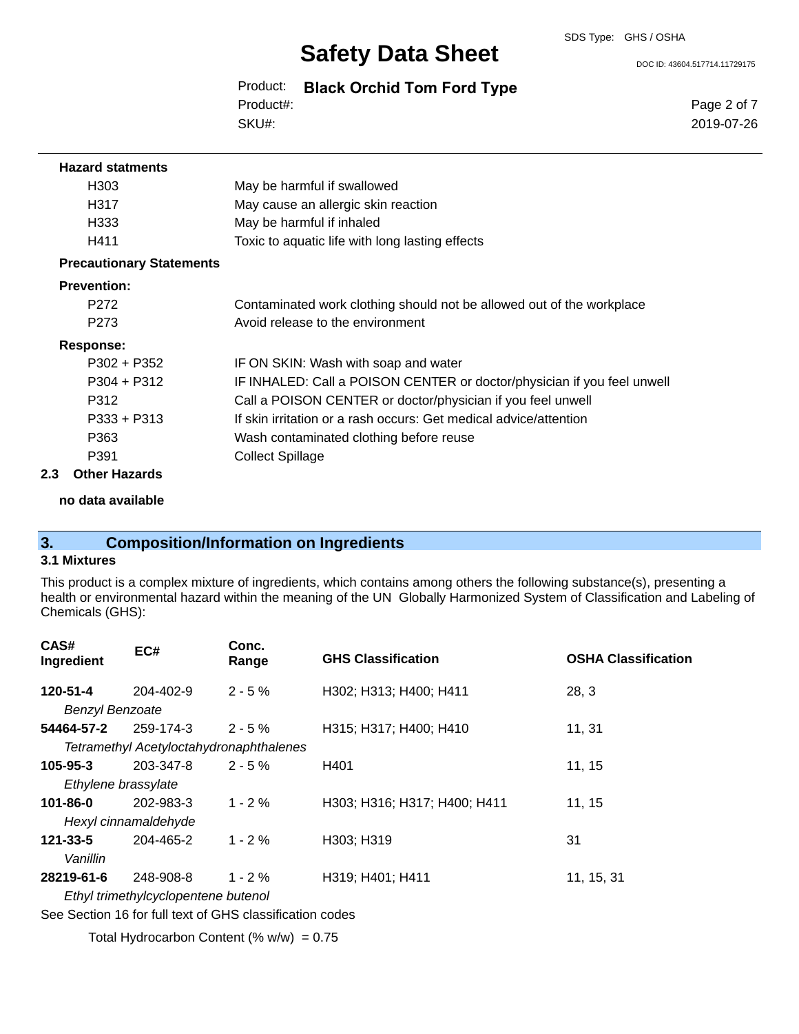**Hazard statments**

| | |
|---|---|
| H303 | May be harmful if swallowed |
| H317 | May cause an allergic skin reaction |
| H333 | May be harmful if inhaled |
| H411 | Toxic to aquatic life with long lasting effects |

**Precautionary Statements**

**Prevention:**

| | |
|---|---|
| P272 | Contaminated work clothing should not be allowed out of the workplace |
| P273 | Avoid release to the environment |

**Response:**

| | |
|---|---|
| P302 + P352 | IF ON SKIN: Wash with soap and water |
| P304 + P312 | IF INHALED: Call a POISON CENTER or doctor/physician if you feel unwell |
| P312 | Call a POISON CENTER or doctor/physician if you feel unwell |
| P333 + P313 | If skin irritation or a rash occurs: Get medical advice/attention |
| P363 | Wash contaminated clothing before reuse |
| P391 | Collect Spillage |

### 2.3 Other Hazards

**no data available**

## 3. Composition/Information on Ingredients

### 3.1 Mixtures

This product is a complex mixture of ingredients, which contains among others the following substance(s), presenting a health or environmental hazard within the meaning of the UN Globally Harmonized System of Classification and Labeling of Chemicals (GHS):

| CAS# Ingredient | EC# | Conc. Range | GHS Classification | OSHA Classification |
|---|---|---|---|---|
| **120-51-4** *Benzyl Benzoate* | 204-402-9 | 2 - 5 % | H302; H313; H400; H411 | 28, 3 |
| **54464-57-2** *Tetramethyl Acetyloctahydronaphthalenes* | 259-174-3 | 2 - 5 % | H315; H317; H400; H410 | 11, 31 |
| **105-95-3** *Ethylene brassylate* | 203-347-8 | 2 - 5 % | H401 | 11, 15 |
| **101-86-0** *Hexyl cinnamaldehyde* | 202-983-3 | 1 - 2 % | H303; H316; H317; H400; H411 | 11, 15 |
| **121-33-5** *Vanillin* | 204-465-2 | 1 - 2 % | H303; H319 | 31 |
| **28219-61-6** *Ethyl trimethylcyclopentene butenol* | 248-908-8 | 1 - 2 % | H319; H401; H411 | 11, 15, 31 |

See Section 16 for full text of GHS classification codes

Total Hydrocarbon Content (% w/w) = 0.75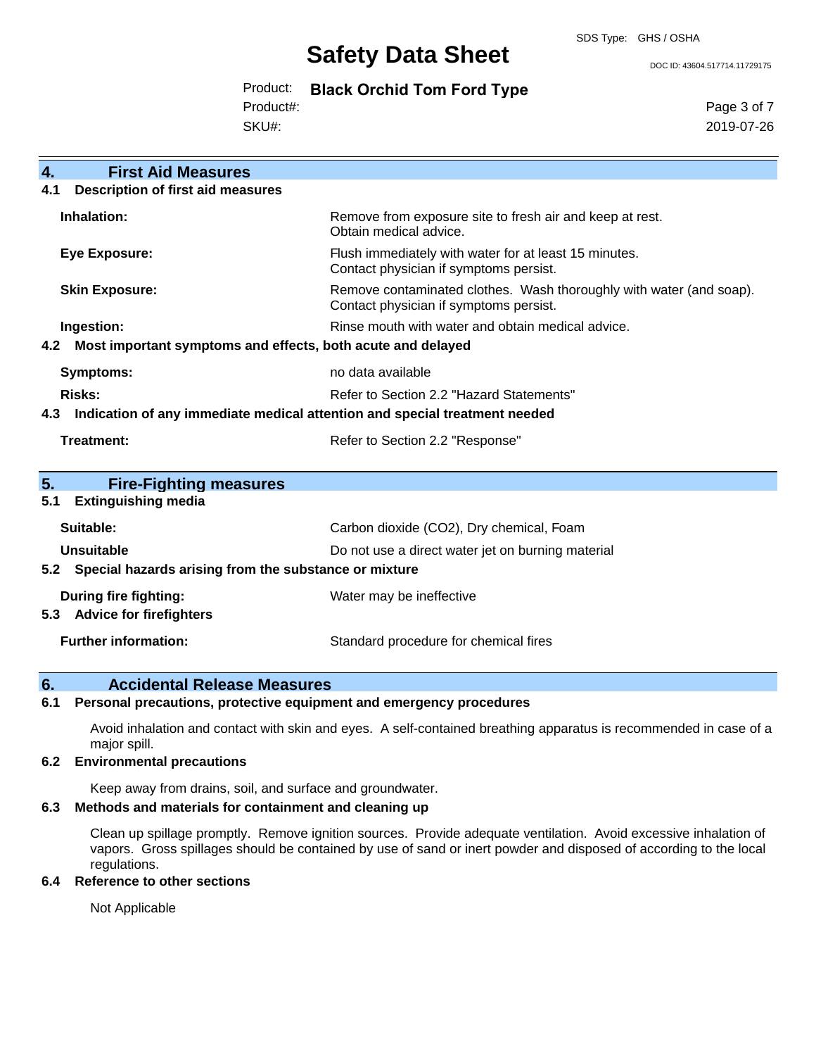## 4. First Aid Measures

### 4.1 Description of first aid measures

| | |
|---|---|
| **Inhalation:** | Remove from exposure site to fresh air and keep at rest. Obtain medical advice. |
| **Eye Exposure:** | Flush immediately with water for at least 15 minutes. Contact physician if symptoms persist. |
| **Skin Exposure:** | Remove contaminated clothes. Wash thoroughly with water (and soap). Contact physician if symptoms persist. |
| **Ingestion:** | Rinse mouth with water and obtain medical advice. |

### 4.2 Most important symptoms and effects, both acute and delayed

| | |
|---|---|
| **Symptoms:** | no data available |
| **Risks:** | Refer to Section 2.2 "Hazard Statements" |

### 4.3 Indication of any immediate medical attention and special treatment needed

| | |
|---|---|
| **Treatment:** | Refer to Section 2.2 "Response" |

## 5. Fire-Fighting measures

### 5.1 Extinguishing media

| | |
|---|---|
| **Suitable:** | Carbon dioxide ($CO_2$), Dry chemical, Foam |
| **Unsuitable** | Do not use a direct water jet on burning material |

### 5.2 Special hazards arising from the substance or mixture

| | |
|---|---|
| **During fire fighting:** | Water may be ineffective |

### 5.3 Advice for firefighters

| | |
|---|---|
| **Further information:** | Standard procedure for chemical fires |

## 6. Accidental Release Measures

### 6.1 Personal precautions, protective equipment and emergency procedures

Avoid inhalation and contact with skin and eyes. A self-contained breathing apparatus is recommended in case of a major spill.

### 6.2 Environmental precautions

Keep away from drains, soil, and surface and groundwater.

### 6.3 Methods and materials for containment and cleaning up

Clean up spillage promptly. Remove ignition sources. Provide adequate ventilation. Avoid excessive inhalation of vapors. Gross spillages should be contained by use of sand or inert powder and disposed of according to the local regulations.

### 6.4 Reference to other sections

Not Applicable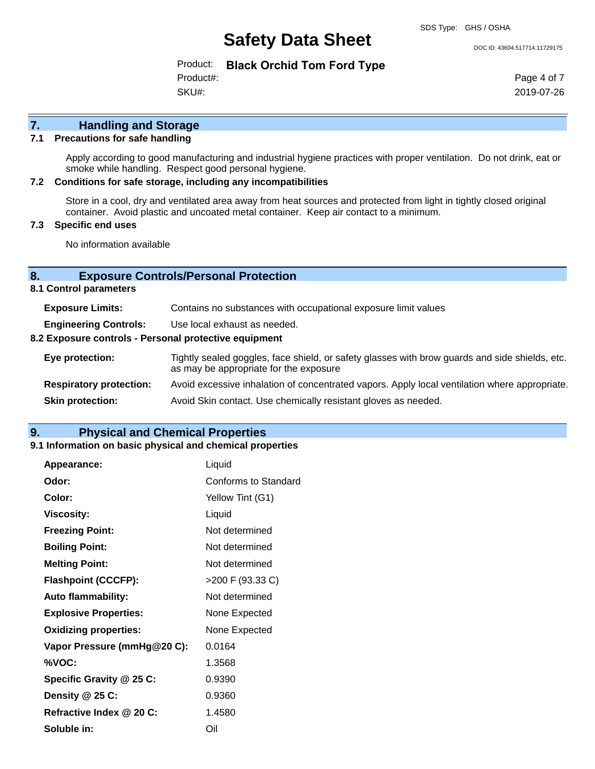## 7. Handling and Storage

### 7.1 Precautions for safe handling

Apply according to good manufacturing and industrial hygiene practices with proper ventilation. Do not drink, eat or smoke while handling. Respect good personal hygiene.

### 7.2 Conditions for safe storage, including any incompatibilities

Store in a cool, dry and ventilated area away from heat sources and protected from light in tightly closed original container. Avoid plastic and uncoated metal container. Keep air contact to a minimum.

### 7.3 Specific end uses

No information available

## 8. Exposure Controls/Personal Protection

### 8.1 Control parameters

| | |
|---|---|
| **Exposure Limits:** | Contains no substances with occupational exposure limit values |
| **Engineering Controls:** | Use local exhaust as needed. |

### 8.2 Exposure controls - Personal protective equipment

| | |
|---|---|
| **Eye protection:** | Tightly sealed goggles, face shield, or safety glasses with brow guards and side shields, etc. as may be appropriate for the exposure |
| **Respiratory protection:** | Avoid excessive inhalation of concentrated vapors. Apply local ventilation where appropriate. |
| **Skin protection:** | Avoid Skin contact. Use chemically resistant gloves as needed. |

## 9. Physical and Chemical Properties

### 9.1 Information on basic physical and chemical properties

| | |
|---|---|
| **Appearance:** | Liquid |
| **Odor:** | Conforms to Standard |
| **Color:** | Yellow Tint (G1) |
| **Viscosity:** | Liquid |
| **Freezing Point:** | Not determined |
| **Boiling Point:** | Not determined |
| **Melting Point:** | Not determined |
| **Flashpoint (CCCFP):** | >200 F (93.33 C) |
| **Auto flammability:** | Not determined |
| **Explosive Properties:** | None Expected |
| **Oxidizing properties:** | None Expected |
| **Vapor Pressure (mmHg@20 C):** | 0.0164 |
| **%VOC:** | 1.3568 |
| **Specific Gravity @ 25 C:** | 0.9390 |
| **Density @ 25 C:** | 0.9360 |
| **Refractive Index @ 20 C:** | 1.4580 |
| **Soluble in:** | Oil |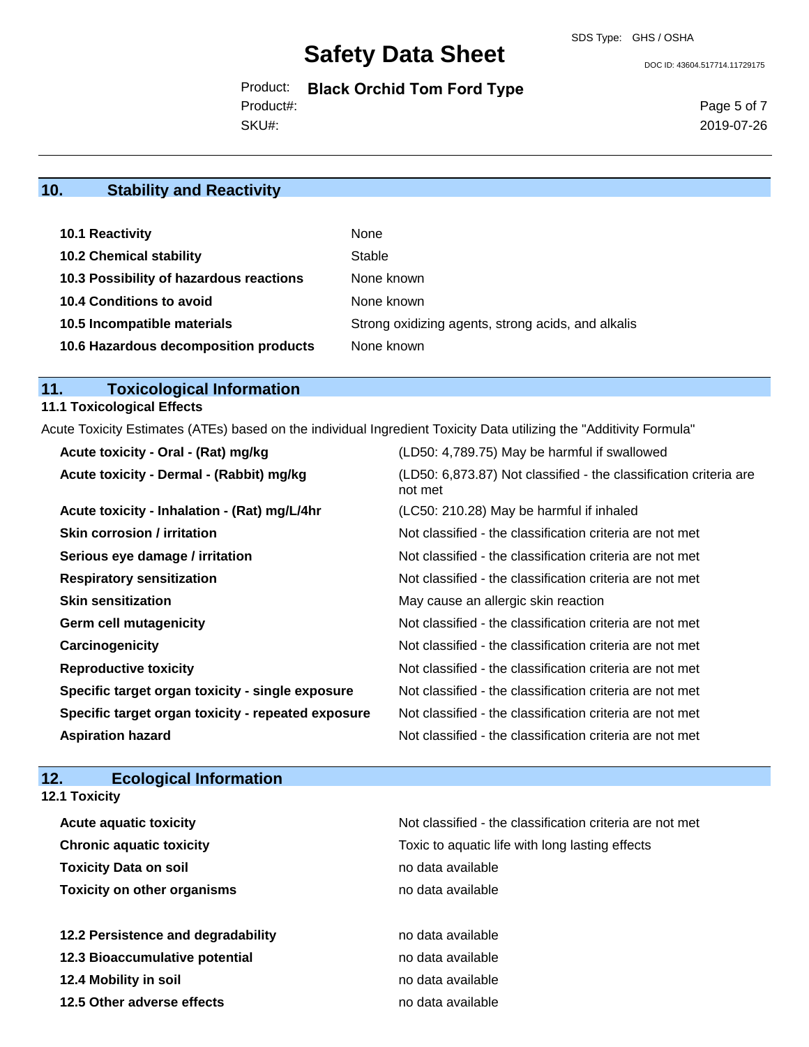## 10. Stability and Reactivity

| | |
|---|---|
| **10.1 Reactivity** | None |
| **10.2 Chemical stability** | Stable |
| **10.3 Possibility of hazardous reactions** | None known |
| **10.4 Conditions to avoid** | None known |
| **10.5 Incompatible materials** | Strong oxidizing agents, strong acids, and alkalis |
| **10.6 Hazardous decomposition products** | None known |

## 11. Toxicological Information

### 11.1 Toxicological Effects

Acute Toxicity Estimates (ATEs) based on the individual Ingredient Toxicity Data utilizing the "Additivity Formula"

| | |
|---|---|
| **Acute toxicity - Oral - (Rat) mg/kg** | (LD50: 4,789.75) May be harmful if swallowed |
| **Acute toxicity - Dermal - (Rabbit) mg/kg** | (LD50: 6,873.87) Not classified - the classification criteria are not met |
| **Acute toxicity - Inhalation - (Rat) mg/L/4hr** | (LC50: 210.28) May be harmful if inhaled |
| **Skin corrosion / irritation** | Not classified - the classification criteria are not met |
| **Serious eye damage / irritation** | Not classified - the classification criteria are not met |
| **Respiratory sensitization** | Not classified - the classification criteria are not met |
| **Skin sensitization** | May cause an allergic skin reaction |
| **Germ cell mutagenicity** | Not classified - the classification criteria are not met |
| **Carcinogenicity** | Not classified - the classification criteria are not met |
| **Reproductive toxicity** | Not classified - the classification criteria are not met |
| **Specific target organ toxicity - single exposure** | Not classified - the classification criteria are not met |
| **Specific target organ toxicity - repeated exposure** | Not classified - the classification criteria are not met |
| **Aspiration hazard** | Not classified - the classification criteria are not met |

## 12. Ecological Information

### 12.1 Toxicity

| | |
|---|---|
| **Acute aquatic toxicity** | Not classified - the classification criteria are not met |
| **Chronic aquatic toxicity** | Toxic to aquatic life with long lasting effects |
| **Toxicity Data on soil** | no data available |
| **Toxicity on other organisms** | no data available |

| | |
|---|---|
| **12.2 Persistence and degradability** | no data available |
| **12.3 Bioaccumulative potential** | no data available |
| **12.4 Mobility in soil** | no data available |
| **12.5 Other adverse effects** | no data available |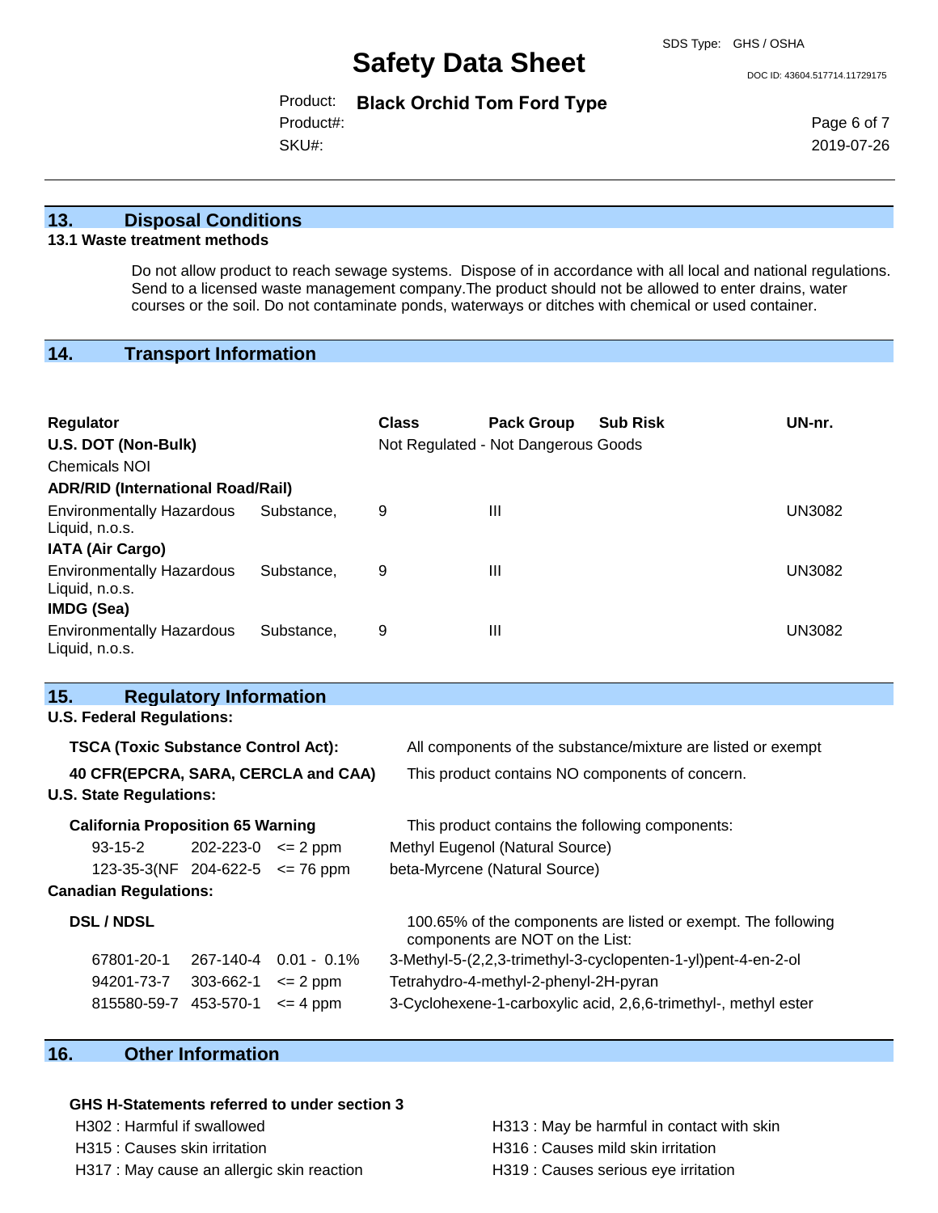## 13. Disposal Conditions

### 13.1 Waste treatment methods

Do not allow product to reach sewage systems. Dispose of in accordance with all local and national regulations. Send to a licensed waste management company.The product should not be allowed to enter drains, water courses or the soil. Do not contaminate ponds, waterways or ditches with chemical or used container.

## 14. Transport Information

| Regulator | Class | Pack Group | Sub Risk | UN-nr. |
|---|---|---|---|---|
| **U.S. DOT (Non-Bulk)** | Not Regulated - Not Dangerous Goods | | | |
| Chemicals NOI | | | | |
| **ADR/RID (International Road/Rail)** | | | | |
| Environmentally Hazardous Substance, Liquid, n.o.s. | 9 | III | | UN3082 |
| **IATA (Air Cargo)** | | | | |
| Environmentally Hazardous Substance, Liquid, n.o.s. | 9 | III | | UN3082 |
| **IMDG (Sea)** | | | | |
| Environmentally Hazardous Substance, Liquid, n.o.s. | 9 | III | | UN3082 |

## 15. Regulatory Information

**U.S. Federal Regulations:**

**TSCA (Toxic Substance Control Act):** All components of the substance/mixture are listed or exempt

**40 CFR(EPCRA, SARA, CERCLA and CAA)** This product contains NO components of concern.

**U.S. State Regulations:**

**California Proposition 65 Warning** This product contains the following components:

| | | | |
|---|---|---|---|
| 93-15-2 | 202-223-0 | <= 2 ppm | Methyl Eugenol (Natural Source) |
| 123-35-3(NF | 204-622-5 | <= 76 ppm | beta-Myrcene (Natural Source) |

**Canadian Regulations:**

**DSL / NDSL** 100.65% of the components are listed or exempt. The following components are NOT on the List:

| | | | |
|---|---|---|---|
| 67801-20-1 | 267-140-4 | 0.01 - 0.1% | 3-Methyl-5-(2,2,3-trimethyl-3-cyclopenten-1-yl)pent-4-en-2-ol |
| 94201-73-7 | 303-662-1 | <= 2 ppm | Tetrahydro-4-methyl-2-phenyl-2H-pyran |
| 815580-59-7 | 453-570-1 | <= 4 ppm | 3-Cyclohexene-1-carboxylic acid, 2,6,6-trimethyl-, methyl ester |

## 16. Other Information

**GHS H-Statements referred to under section 3**

H302 : Harmful if swallowed
H315 : Causes skin irritation
H317 : May cause an allergic skin reaction
H313 : May be harmful in contact with skin
H316 : Causes mild skin irritation
H319 : Causes serious eye irritation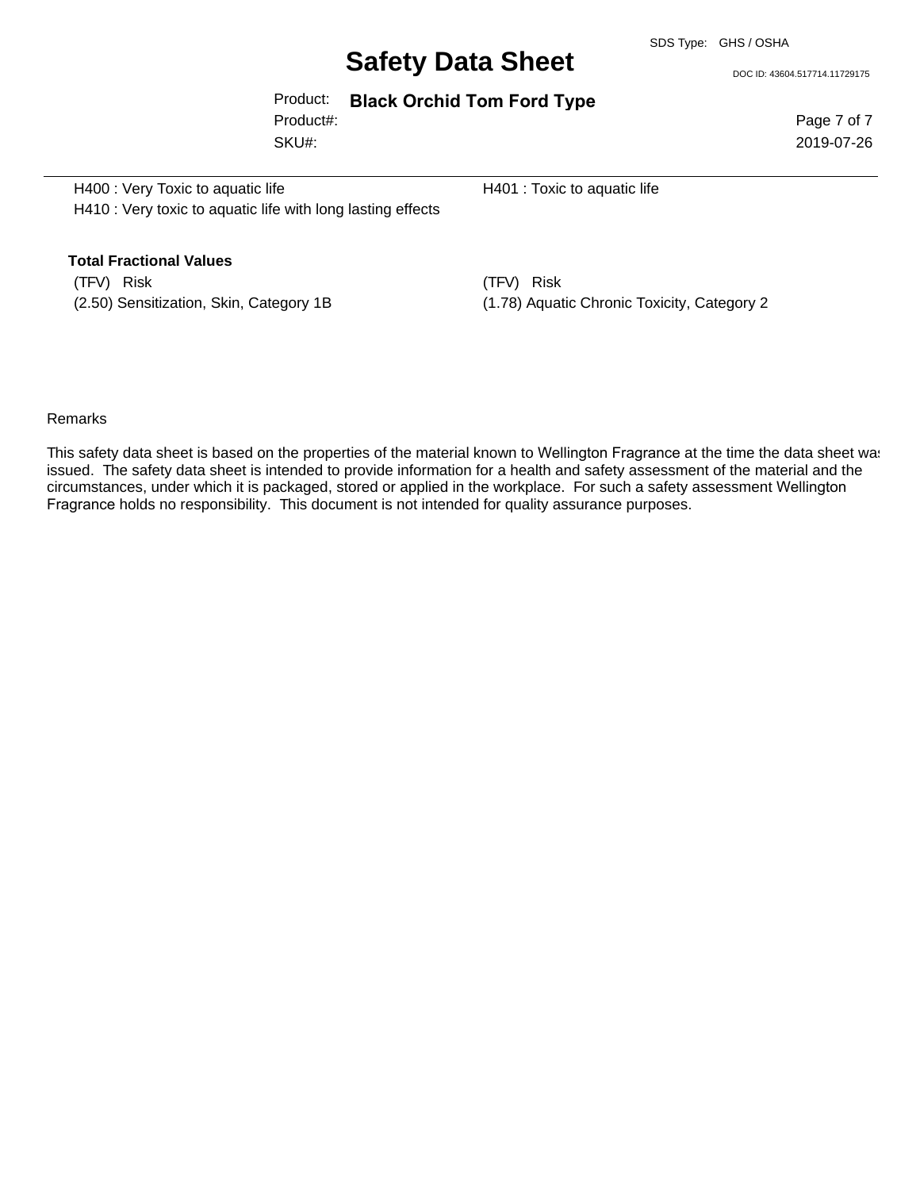H400 : Very Toxic to aquatic life

H401 : Toxic to aquatic life

H410 : Very toxic to aquatic life with long lasting effects

**Total Fractional Values**

| (TFV) Risk | (TFV) Risk |
|---|---|
| (2.50) Sensitization, Skin, Category 1B | (1.78) Aquatic Chronic Toxicity, Category 2 |

Remarks

This safety data sheet is based on the properties of the material known to Wellington Fragrance at the time the data sheet was issued. The safety data sheet is intended to provide information for a health and safety assessment of the material and the circumstances, under which it is packaged, stored or applied in the workplace. For such a safety assessment Wellington Fragrance holds no responsibility. This document is not intended for quality assurance purposes.